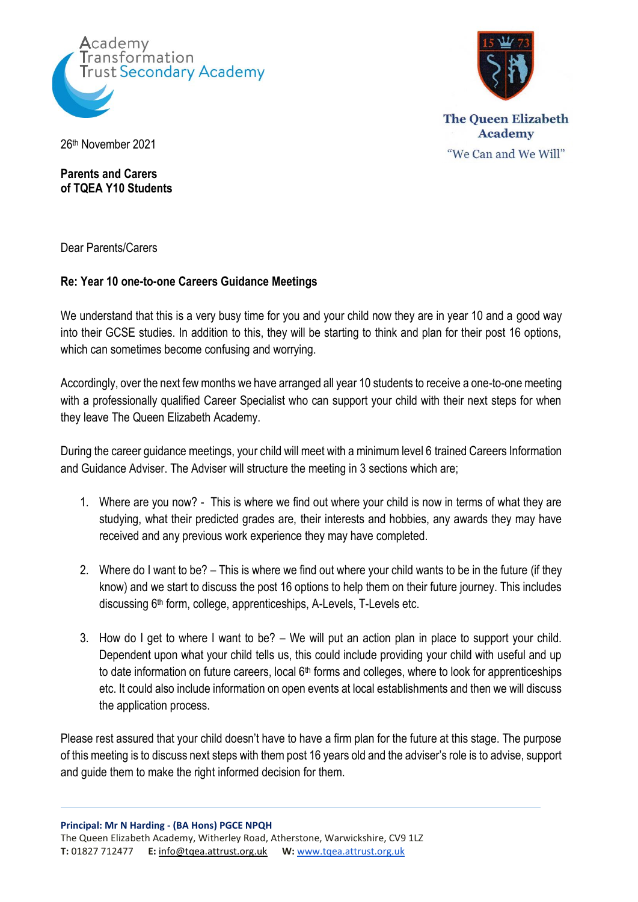Academy Transformation Trust Secondary Academy

The Queen Elizabeth Academy

"We Can and We Will"

26th November 2021

**Parents and Carers**
**of TQEA Y10 Students**

Dear Parents/Carers

**Re: Year 10 one-to-one Careers Guidance Meetings**

We understand that this is a very busy time for you and your child now they are in year 10 and a good way into their GCSE studies. In addition to this, they will be starting to think and plan for their post 16 options, which can sometimes become confusing and worrying.

Accordingly, over the next few months we have arranged all year 10 students to receive a one-to-one meeting with a professionally qualified Career Specialist who can support your child with their next steps for when they leave The Queen Elizabeth Academy.

During the career guidance meetings, your child will meet with a minimum level 6 trained Careers Information and Guidance Adviser. The Adviser will structure the meeting in 3 sections which are;

1. Where are you now? - This is where we find out where your child is now in terms of what they are studying, what their predicted grades are, their interests and hobbies, any awards they may have received and any previous work experience they may have completed.

2. Where do I want to be? – This is where we find out where your child wants to be in the future (if they know) and we start to discuss the post 16 options to help them on their future journey. This includes discussing 6th form, college, apprenticeships, A-Levels, T-Levels etc.

3. How do I get to where I want to be? – We will put an action plan in place to support your child. Dependent upon what your child tells us, this could include providing your child with useful and up to date information on future careers, local 6th forms and colleges, where to look for apprenticeships etc. It could also include information on open events at local establishments and then we will discuss the application process.

Please rest assured that your child doesn't have to have a firm plan for the future at this stage. The purpose of this meeting is to discuss next steps with them post 16 years old and the adviser's role is to advise, support and guide them to make the right informed decision for them.

**Principal: Mr N Harding - (BA Hons) PGCE NPQH**
The Queen Elizabeth Academy, Witherley Road, Atherstone, Warwickshire, CV9 1LZ
**T:** 01827 712477 **E:** info@tqea.attrust.org.uk **W:** www.tqea.attrust.org.uk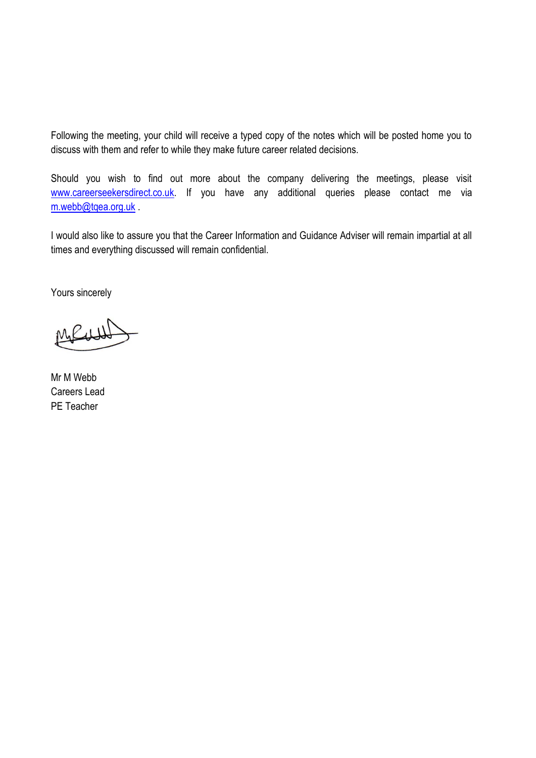Following the meeting, your child will receive a typed copy of the notes which will be posted home you to discuss with them and refer to while they make future career related decisions.

Should you wish to find out more about the company delivering the meetings, please visit www.careerseekersdirect.co.uk. If you have any additional queries please contact me via m.webb@tqea.org.uk .

I would also like to assure you that the Career Information and Guidance Adviser will remain impartial at all times and everything discussed will remain confidential.

Yours sincerely

Mr M Webb  
Careers Lead  
PE Teacher